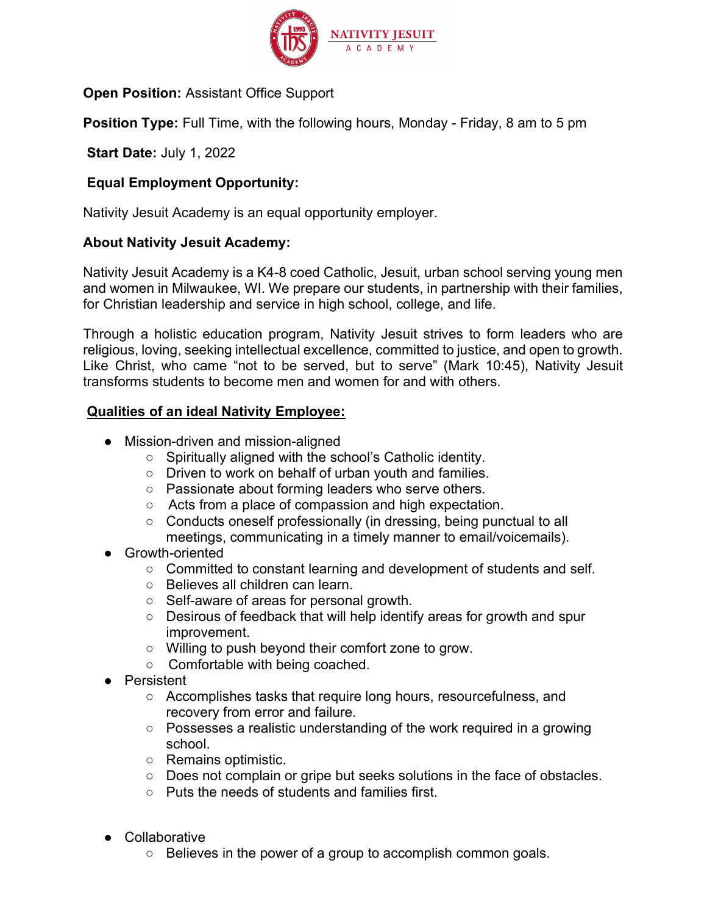NATIVITY JESUIT ACADEMY

**Open Position:** Assistant Office Support

**Position Type:** Full Time, with the following hours, Monday - Friday, 8 am to 5 pm

**Start Date:** July 1, 2022

**Equal Employment Opportunity:**

Nativity Jesuit Academy is an equal opportunity employer.

**About Nativity Jesuit Academy:**

Nativity Jesuit Academy is a K4-8 coed Catholic, Jesuit, urban school serving young men and women in Milwaukee, WI. We prepare our students, in partnership with their families, for Christian leadership and service in high school, college, and life.

Through a holistic education program, Nativity Jesuit strives to form leaders who are religious, loving, seeking intellectual excellence, committed to justice, and open to growth. Like Christ, who came "not to be served, but to serve" (Mark 10:45), Nativity Jesuit transforms students to become men and women for and with others.

**Qualities of an ideal Nativity Employee:**

- Mission-driven and mission-aligned
  - Spiritually aligned with the school's Catholic identity.
  - Driven to work on behalf of urban youth and families.
  - Passionate about forming leaders who serve others.
  - Acts from a place of compassion and high expectation.
  - Conducts oneself professionally (in dressing, being punctual to all meetings, communicating in a timely manner to email/voicemails).
- Growth-oriented
  - Committed to constant learning and development of students and self.
  - Believes all children can learn.
  - Self-aware of areas for personal growth.
  - Desirous of feedback that will help identify areas for growth and spur improvement.
  - Willing to push beyond their comfort zone to grow.
  - Comfortable with being coached.
- Persistent
  - Accomplishes tasks that require long hours, resourcefulness, and recovery from error and failure.
  - Possesses a realistic understanding of the work required in a growing school.
  - Remains optimistic.
  - Does not complain or gripe but seeks solutions in the face of obstacles.
  - Puts the needs of students and families first.
- Collaborative
  - Believes in the power of a group to accomplish common goals.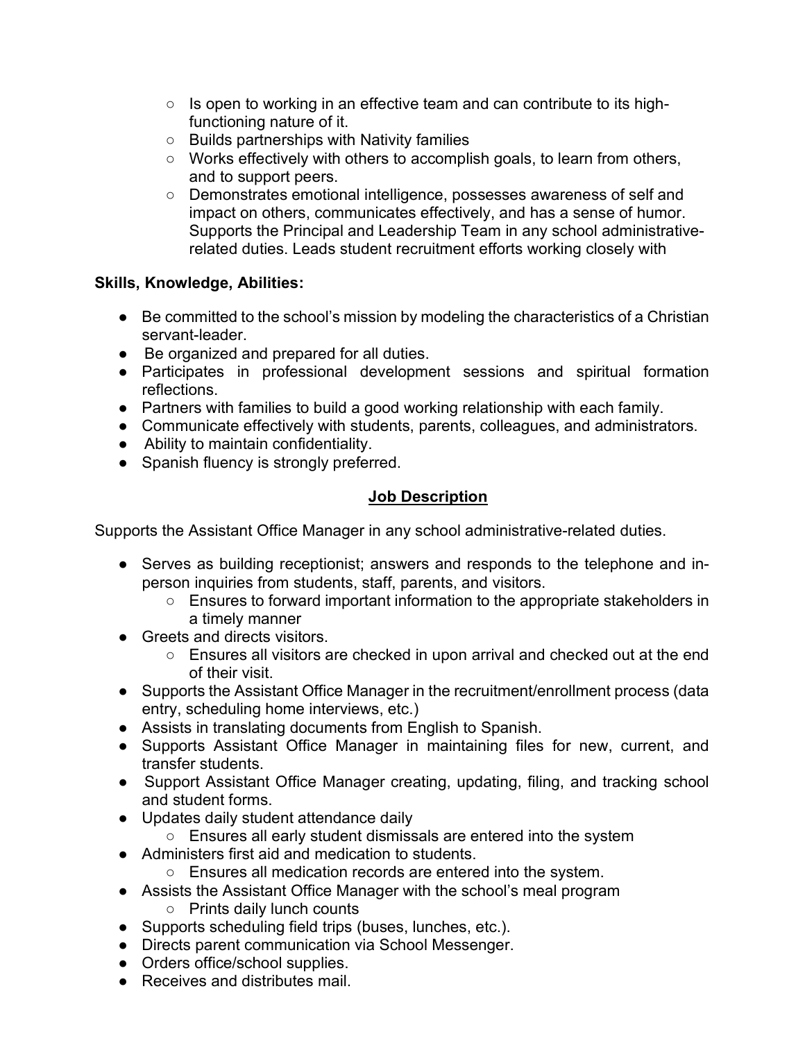- Is open to working in an effective team and can contribute to its high-functioning nature of it.
  - Builds partnerships with Nativity families
  - Works effectively with others to accomplish goals, to learn from others, and to support peers.
  - Demonstrates emotional intelligence, possesses awareness of self and impact on others, communicates effectively, and has a sense of humor. Supports the Principal and Leadership Team in any school administrative-related duties. Leads student recruitment efforts working closely with

**Skills, Knowledge, Abilities:**

- Be committed to the school's mission by modeling the characteristics of a Christian servant-leader.
- Be organized and prepared for all duties.
- Participates in professional development sessions and spiritual formation reflections.
- Partners with families to build a good working relationship with each family.
- Communicate effectively with students, parents, colleagues, and administrators.
- Ability to maintain confidentiality.
- Spanish fluency is strongly preferred.

## <u>Job Description</u>

Supports the Assistant Office Manager in any school administrative-related duties.

- Serves as building receptionist; answers and responds to the telephone and in-person inquiries from students, staff, parents, and visitors.
  - Ensures to forward important information to the appropriate stakeholders in a timely manner
- Greets and directs visitors.
  - Ensures all visitors are checked in upon arrival and checked out at the end of their visit.
- Supports the Assistant Office Manager in the recruitment/enrollment process (data entry, scheduling home interviews, etc.)
- Assists in translating documents from English to Spanish.
- Supports Assistant Office Manager in maintaining files for new, current, and transfer students.
- Support Assistant Office Manager creating, updating, filing, and tracking school and student forms.
- Updates daily student attendance daily
  - Ensures all early student dismissals are entered into the system
- Administers first aid and medication to students.
  - Ensures all medication records are entered into the system.
- Assists the Assistant Office Manager with the school's meal program
  - Prints daily lunch counts
- Supports scheduling field trips (buses, lunches, etc.).
- Directs parent communication via School Messenger.
- Orders office/school supplies.
- Receives and distributes mail.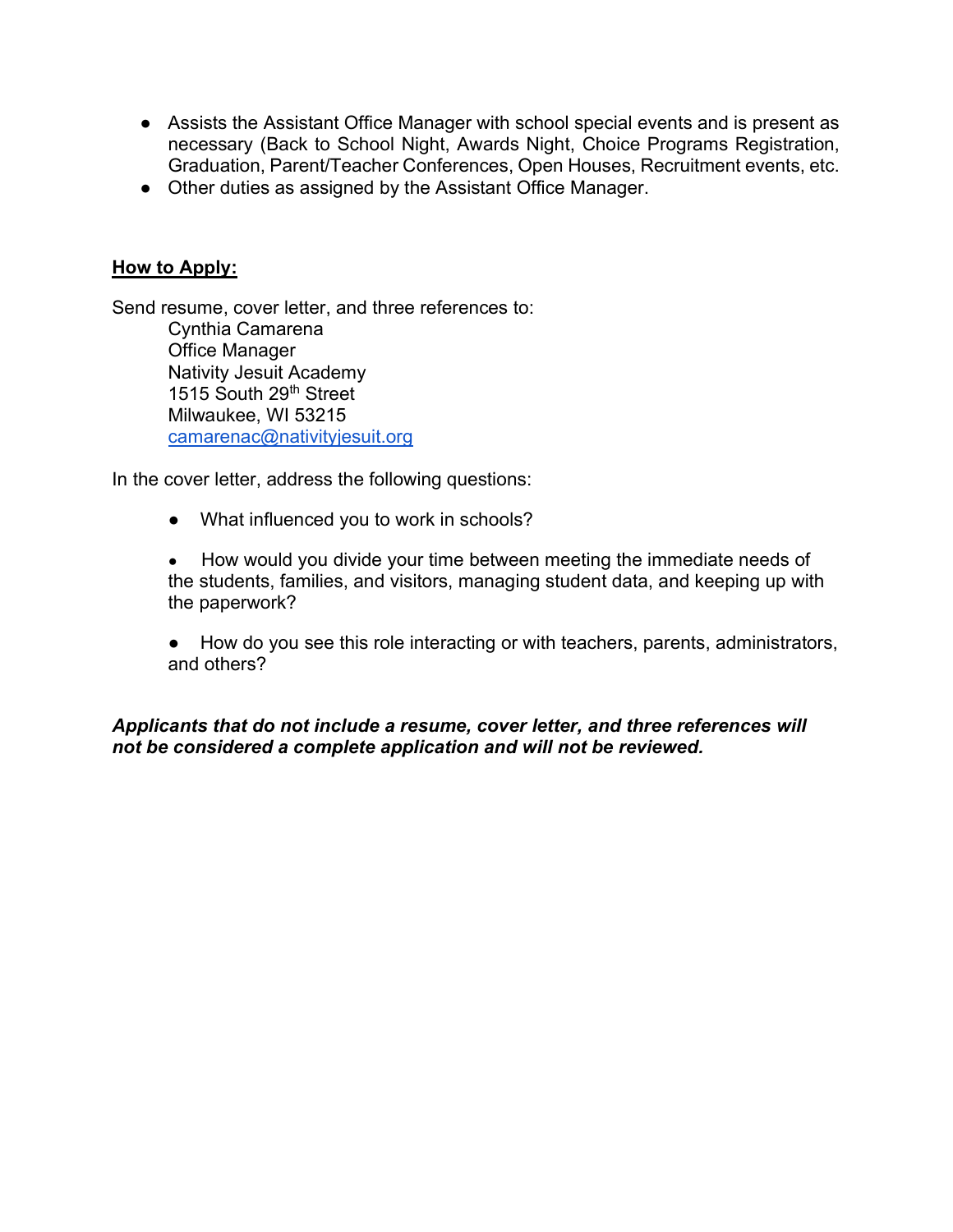- Assists the Assistant Office Manager with school special events and is present as necessary (Back to School Night, Awards Night, Choice Programs Registration, Graduation, Parent/Teacher Conferences, Open Houses, Recruitment events, etc.
- Other duties as assigned by the Assistant Office Manager.

## **How to Apply:**

Send resume, cover letter, and three references to:

Cynthia Camarena
Office Manager
Nativity Jesuit Academy
1515 South 29th Street
Milwaukee, WI 53215
camarenac@nativityjesuit.org

In the cover letter, address the following questions:

- What influenced you to work in schools?
- How would you divide your time between meeting the immediate needs of the students, families, and visitors, managing student data, and keeping up with the paperwork?
- How do you see this role interacting or with teachers, parents, administrators, and others?

***Applicants that do not include a resume, cover letter, and three references will not be considered a complete application and will not be reviewed.***